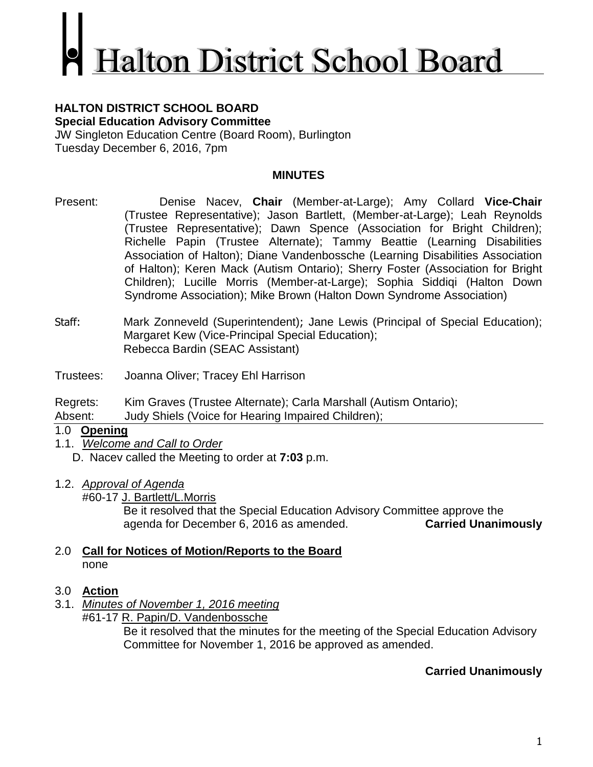# Halton District School Board

**HALTON DISTRICT SCHOOL BOARD**
**Special Education Advisory Committee**
JW Singleton Education Centre (Board Room), Burlington
Tuesday December 6, 2016, 7pm

## MINUTES

Present: Denise Nacev, **Chair** (Member-at-Large); Amy Collard **Vice-Chair** (Trustee Representative); Jason Bartlett, (Member-at-Large); Leah Reynolds (Trustee Representative); Dawn Spence (Association for Bright Children); Richelle Papin (Trustee Alternate); Tammy Beattie (Learning Disabilities Association of Halton); Diane Vandenbossche (Learning Disabilities Association of Halton); Keren Mack (Autism Ontario); Sherry Foster (Association for Bright Children); Lucille Morris (Member-at-Large); Sophia Siddiqi (Halton Down Syndrome Association); Mike Brown (Halton Down Syndrome Association)

Staff: Mark Zonneveld (Superintendent); Jane Lewis (Principal of Special Education); Margaret Kew (Vice-Principal Special Education); Rebecca Bardin (SEAC Assistant)

Trustees: Joanna Oliver; Tracey Ehl Harrison

Regrets: Kim Graves (Trustee Alternate); Carla Marshall (Autism Ontario);
Absent: Judy Shiels (Voice for Hearing Impaired Children);

### 1.0 Opening

1.1. *Welcome and Call to Order*

D. Nacev called the Meeting to order at **7:03** p.m.

1.2. *Approval of Agenda*

#60-17 J. Bartlett/L.Morris

Be it resolved that the Special Education Advisory Committee approve the agenda for December 6, 2016 as amended. **Carried Unanimously**

### 2.0 Call for Notices of Motion/Reports to the Board

none

### 3.0 Action

3.1. *Minutes of November 1, 2016 meeting*

#61-17 R. Papin/D. Vandenbossche

Be it resolved that the minutes for the meeting of the Special Education Advisory Committee for November 1, 2016 be approved as amended.

**Carried Unanimously**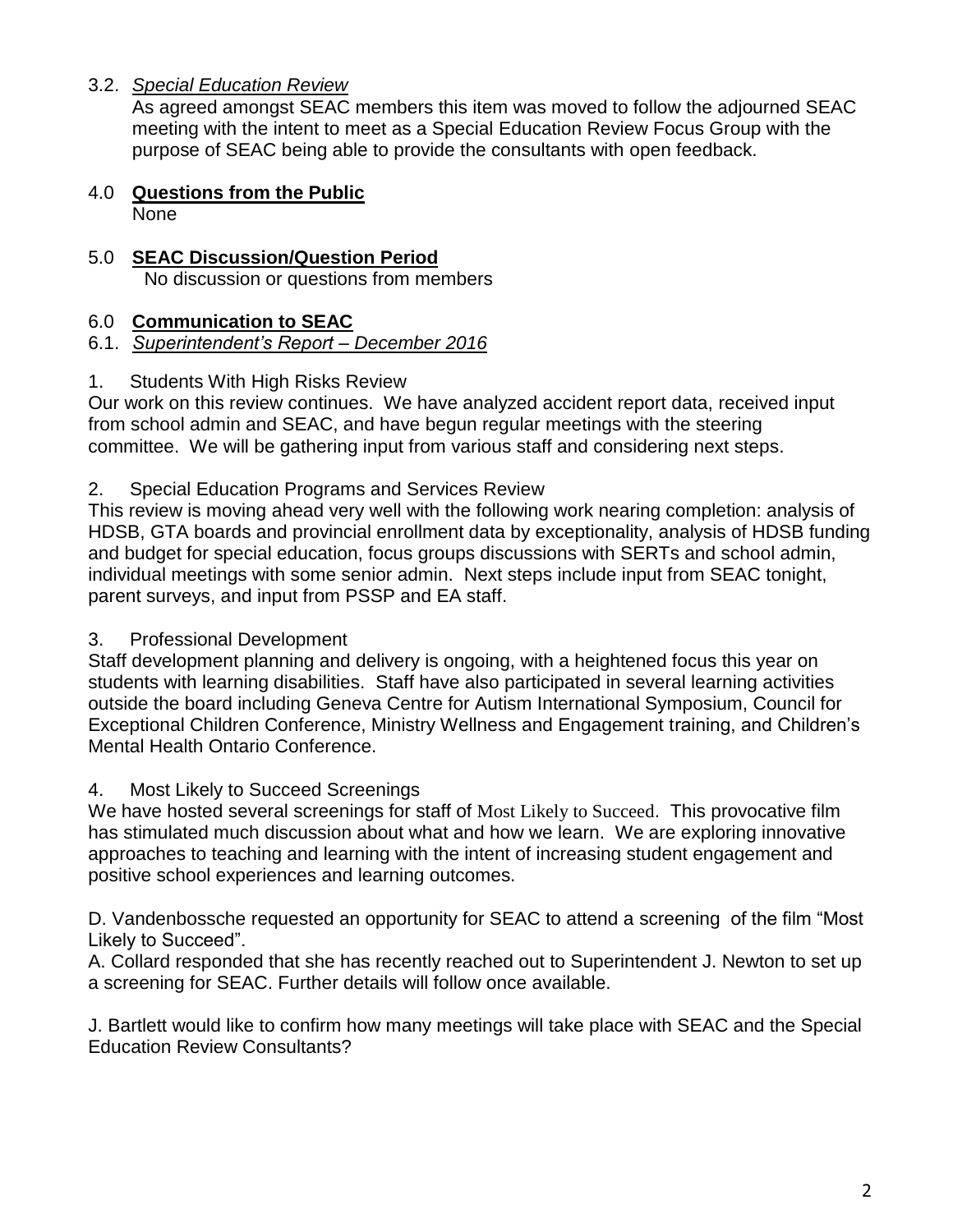3.2. *Special Education Review*

As agreed amongst SEAC members this item was moved to follow the adjourned SEAC meeting with the intent to meet as a Special Education Review Focus Group with the purpose of SEAC being able to provide the consultants with open feedback.

## 4.0 **Questions from the Public**

None

## 5.0 **SEAC Discussion/Question Period**

No discussion or questions from members

## 6.0 **Communication to SEAC**

6.1. *Superintendent's Report – December 2016*

1. Students With High Risks Review

Our work on this review continues. We have analyzed accident report data, received input from school admin and SEAC, and have begun regular meetings with the steering committee. We will be gathering input from various staff and considering next steps.

2. Special Education Programs and Services Review

This review is moving ahead very well with the following work nearing completion: analysis of HDSB, GTA boards and provincial enrollment data by exceptionality, analysis of HDSB funding and budget for special education, focus groups discussions with SERTs and school admin, individual meetings with some senior admin. Next steps include input from SEAC tonight, parent surveys, and input from PSSP and EA staff.

3. Professional Development

Staff development planning and delivery is ongoing, with a heightened focus this year on students with learning disabilities. Staff have also participated in several learning activities outside the board including Geneva Centre for Autism International Symposium, Council for Exceptional Children Conference, Ministry Wellness and Engagement training, and Children's Mental Health Ontario Conference.

4. Most Likely to Succeed Screenings

We have hosted several screenings for staff of Most Likely to Succeed. This provocative film has stimulated much discussion about what and how we learn. We are exploring innovative approaches to teaching and learning with the intent of increasing student engagement and positive school experiences and learning outcomes.

D. Vandenbossche requested an opportunity for SEAC to attend a screening of the film "Most Likely to Succeed".

A. Collard responded that she has recently reached out to Superintendent J. Newton to set up a screening for SEAC. Further details will follow once available.

J. Bartlett would like to confirm how many meetings will take place with SEAC and the Special Education Review Consultants?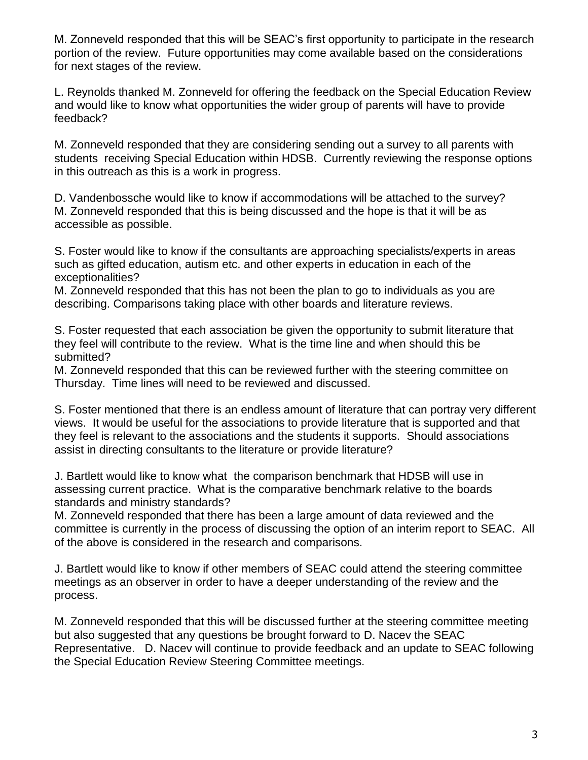M. Zonneveld responded that this will be SEAC's first opportunity to participate in the research portion of the review. Future opportunities may come available based on the considerations for next stages of the review.

L. Reynolds thanked M. Zonneveld for offering the feedback on the Special Education Review and would like to know what opportunities the wider group of parents will have to provide feedback?

M. Zonneveld responded that they are considering sending out a survey to all parents with students receiving Special Education within HDSB. Currently reviewing the response options in this outreach as this is a work in progress.

D. Vandenbossche would like to know if accommodations will be attached to the survey?
M. Zonneveld responded that this is being discussed and the hope is that it will be as accessible as possible.

S. Foster would like to know if the consultants are approaching specialists/experts in areas such as gifted education, autism etc. and other experts in education in each of the exceptionalities?
M. Zonneveld responded that this has not been the plan to go to individuals as you are describing. Comparisons taking place with other boards and literature reviews.

S. Foster requested that each association be given the opportunity to submit literature that they feel will contribute to the review. What is the time line and when should this be submitted?
M. Zonneveld responded that this can be reviewed further with the steering committee on Thursday. Time lines will need to be reviewed and discussed.

S. Foster mentioned that there is an endless amount of literature that can portray very different views. It would be useful for the associations to provide literature that is supported and that they feel is relevant to the associations and the students it supports. Should associations assist in directing consultants to the literature or provide literature?

J. Bartlett would like to know what the comparison benchmark that HDSB will use in assessing current practice. What is the comparative benchmark relative to the boards standards and ministry standards?
M. Zonneveld responded that there has been a large amount of data reviewed and the committee is currently in the process of discussing the option of an interim report to SEAC. All of the above is considered in the research and comparisons.

J. Bartlett would like to know if other members of SEAC could attend the steering committee meetings as an observer in order to have a deeper understanding of the review and the process.

M. Zonneveld responded that this will be discussed further at the steering committee meeting but also suggested that any questions be brought forward to D. Nacev the SEAC Representative. D. Nacev will continue to provide feedback and an update to SEAC following the Special Education Review Steering Committee meetings.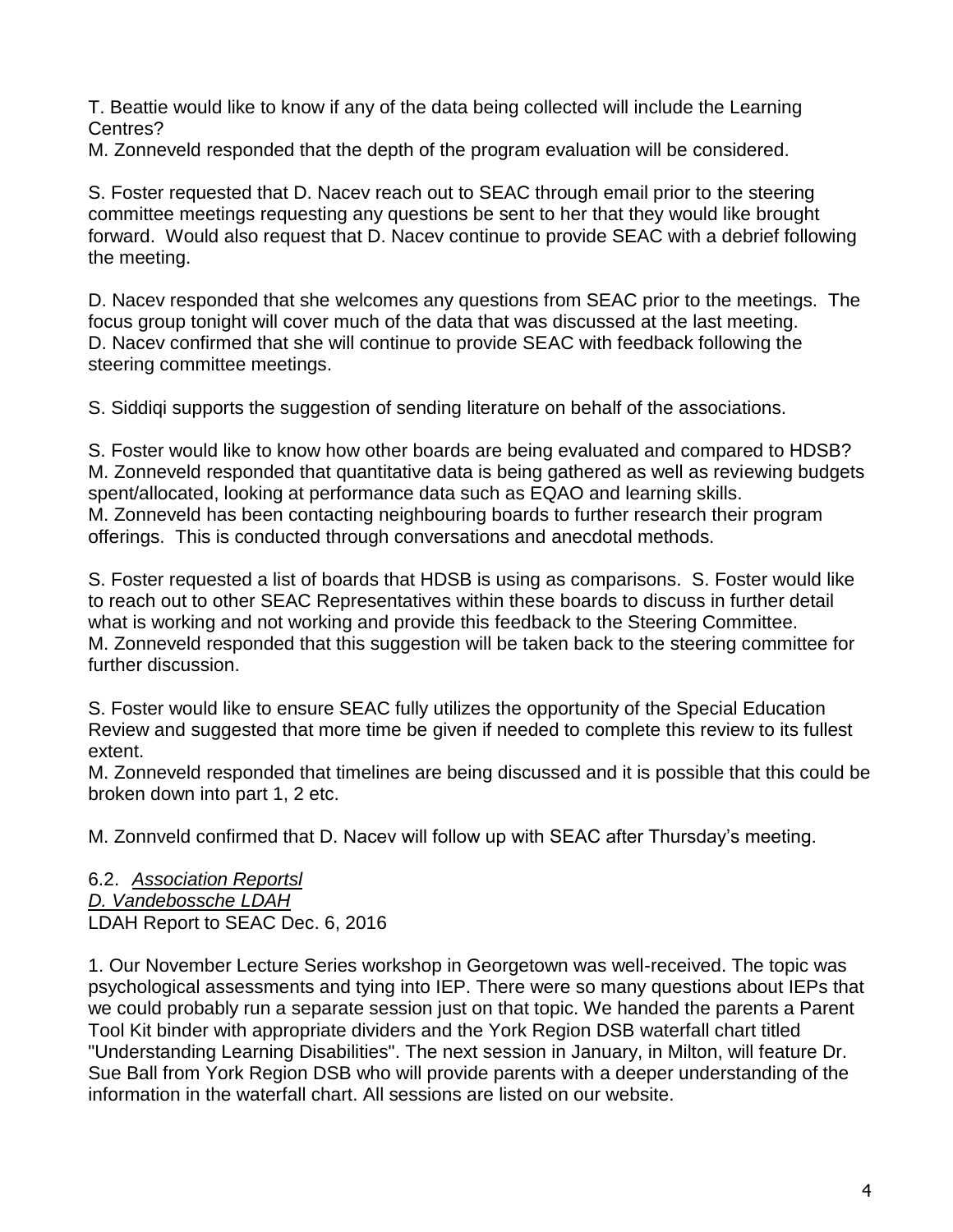T. Beattie would like to know if any of the data being collected will include the Learning Centres?
M. Zonneveld responded that the depth of the program evaluation will be considered.

S. Foster requested that D. Nacev reach out to SEAC through email prior to the steering committee meetings requesting any questions be sent to her that they would like brought forward. Would also request that D. Nacev continue to provide SEAC with a debrief following the meeting.

D. Nacev responded that she welcomes any questions from SEAC prior to the meetings. The focus group tonight will cover much of the data that was discussed at the last meeting.
D. Nacev confirmed that she will continue to provide SEAC with feedback following the steering committee meetings.

S. Siddiqi supports the suggestion of sending literature on behalf of the associations.

S. Foster would like to know how other boards are being evaluated and compared to HDSB?
M. Zonneveld responded that quantitative data is being gathered as well as reviewing budgets spent/allocated, looking at performance data such as EQAO and learning skills.
M. Zonneveld has been contacting neighbouring boards to further research their program offerings. This is conducted through conversations and anecdotal methods.

S. Foster requested a list of boards that HDSB is using as comparisons. S. Foster would like to reach out to other SEAC Representatives within these boards to discuss in further detail what is working and not working and provide this feedback to the Steering Committee.
M. Zonneveld responded that this suggestion will be taken back to the steering committee for further discussion.

S. Foster would like to ensure SEAC fully utilizes the opportunity of the Special Education Review and suggested that more time be given if needed to complete this review to its fullest extent.
M. Zonneveld responded that timelines are being discussed and it is possible that this could be broken down into part 1, 2 etc.

M. Zonnveld confirmed that D. Nacev will follow up with SEAC after Thursday's meeting.

6.2. *Association Reportsl*
*D. Vandebossche LDAH*
LDAH Report to SEAC Dec. 6, 2016

1. Our November Lecture Series workshop in Georgetown was well-received. The topic was psychological assessments and tying into IEP. There were so many questions about IEPs that we could probably run a separate session just on that topic. We handed the parents a Parent Tool Kit binder with appropriate dividers and the York Region DSB waterfall chart titled "Understanding Learning Disabilities". The next session in January, in Milton, will feature Dr. Sue Ball from York Region DSB who will provide parents with a deeper understanding of the information in the waterfall chart. All sessions are listed on our website.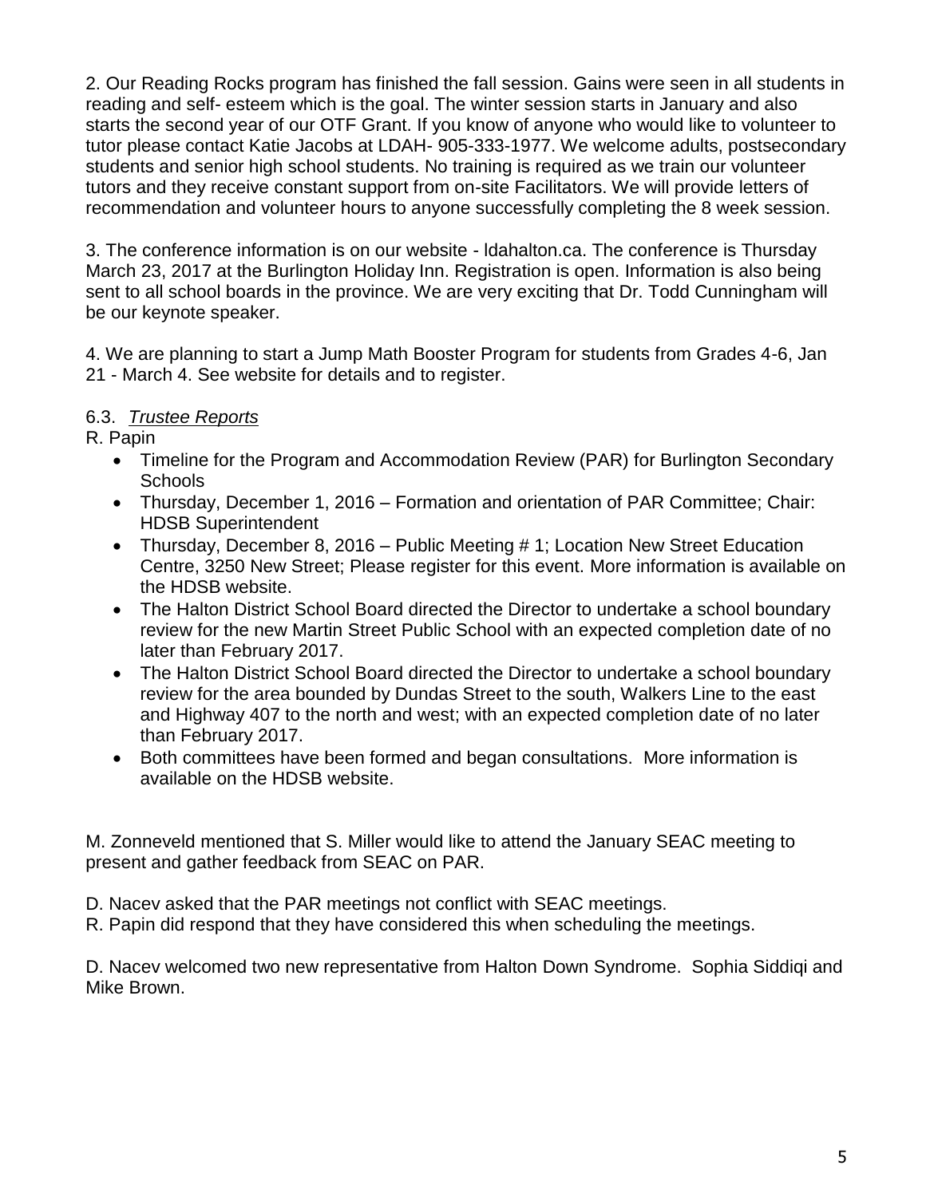2. Our Reading Rocks program has finished the fall session. Gains were seen in all students in reading and self- esteem which is the goal. The winter session starts in January and also starts the second year of our OTF Grant. If you know of anyone who would like to volunteer to tutor please contact Katie Jacobs at LDAH- 905-333-1977. We welcome adults, postsecondary students and senior high school students. No training is required as we train our volunteer tutors and they receive constant support from on-site Facilitators. We will provide letters of recommendation and volunteer hours to anyone successfully completing the 8 week session.

3. The conference information is on our website - ldahalton.ca. The conference is Thursday March 23, 2017 at the Burlington Holiday Inn. Registration is open. Information is also being sent to all school boards in the province. We are very exciting that Dr. Todd Cunningham will be our keynote speaker.

4. We are planning to start a Jump Math Booster Program for students from Grades 4-6, Jan 21 - March 4. See website for details and to register.

6.3. *Trustee Reports*

R. Papin

- Timeline for the Program and Accommodation Review (PAR) for Burlington Secondary Schools
- Thursday, December 1, 2016 – Formation and orientation of PAR Committee; Chair: HDSB Superintendent
- Thursday, December 8, 2016 – Public Meeting # 1; Location New Street Education Centre, 3250 New Street; Please register for this event. More information is available on the HDSB website.
- The Halton District School Board directed the Director to undertake a school boundary review for the new Martin Street Public School with an expected completion date of no later than February 2017.
- The Halton District School Board directed the Director to undertake a school boundary review for the area bounded by Dundas Street to the south, Walkers Line to the east and Highway 407 to the north and west; with an expected completion date of no later than February 2017.
- Both committees have been formed and began consultations. More information is available on the HDSB website.

M. Zonneveld mentioned that S. Miller would like to attend the January SEAC meeting to present and gather feedback from SEAC on PAR.

D. Nacev asked that the PAR meetings not conflict with SEAC meetings.
R. Papin did respond that they have considered this when scheduling the meetings.

D. Nacev welcomed two new representative from Halton Down Syndrome. Sophia Siddiqi and Mike Brown.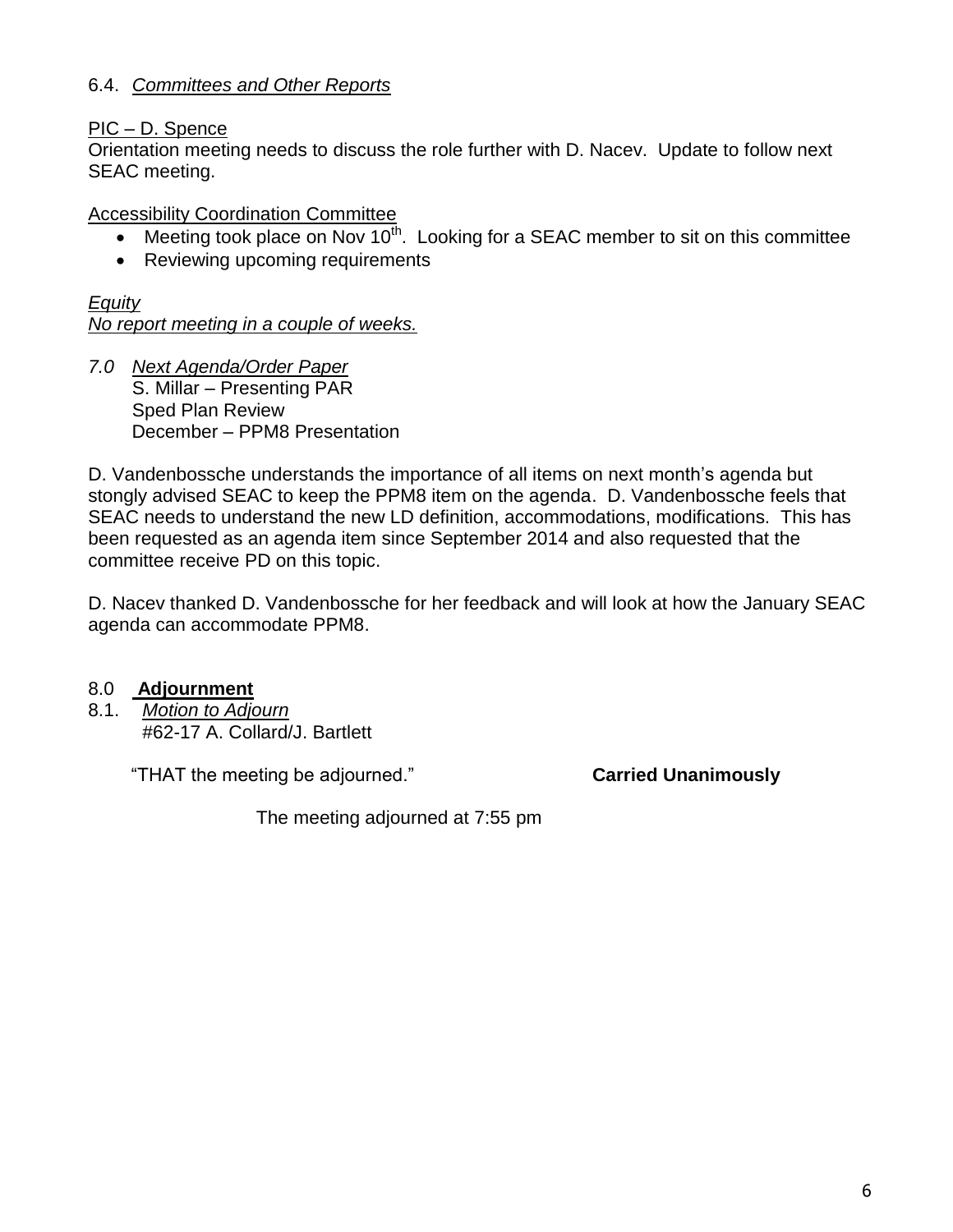6.4. *Committees and Other Reports*

PIC – D. Spence

Orientation meeting needs to discuss the role further with D. Nacev. Update to follow next SEAC meeting.

Accessibility Coordination Committee

- Meeting took place on Nov 10th. Looking for a SEAC member to sit on this committee
- Reviewing upcoming requirements

*Equity*

*No report meeting in a couple of weeks.*

*7.0 Next Agenda/Order Paper*

S. Millar – Presenting PAR
Sped Plan Review
December – PPM8 Presentation

D. Vandenbossche understands the importance of all items on next month's agenda but stongly advised SEAC to keep the PPM8 item on the agenda. D. Vandenbossche feels that SEAC needs to understand the new LD definition, accommodations, modifications. This has been requested as an agenda item since September 2014 and also requested that the committee receive PD on this topic.

D. Nacev thanked D. Vandenbossche for her feedback and will look at how the January SEAC agenda can accommodate PPM8.

8.0 **Adjournment**

8.1. *Motion to Adjourn*

#62-17 A. Collard/J. Bartlett

"THAT the meeting be adjourned." **Carried Unanimously**

The meeting adjourned at 7:55 pm